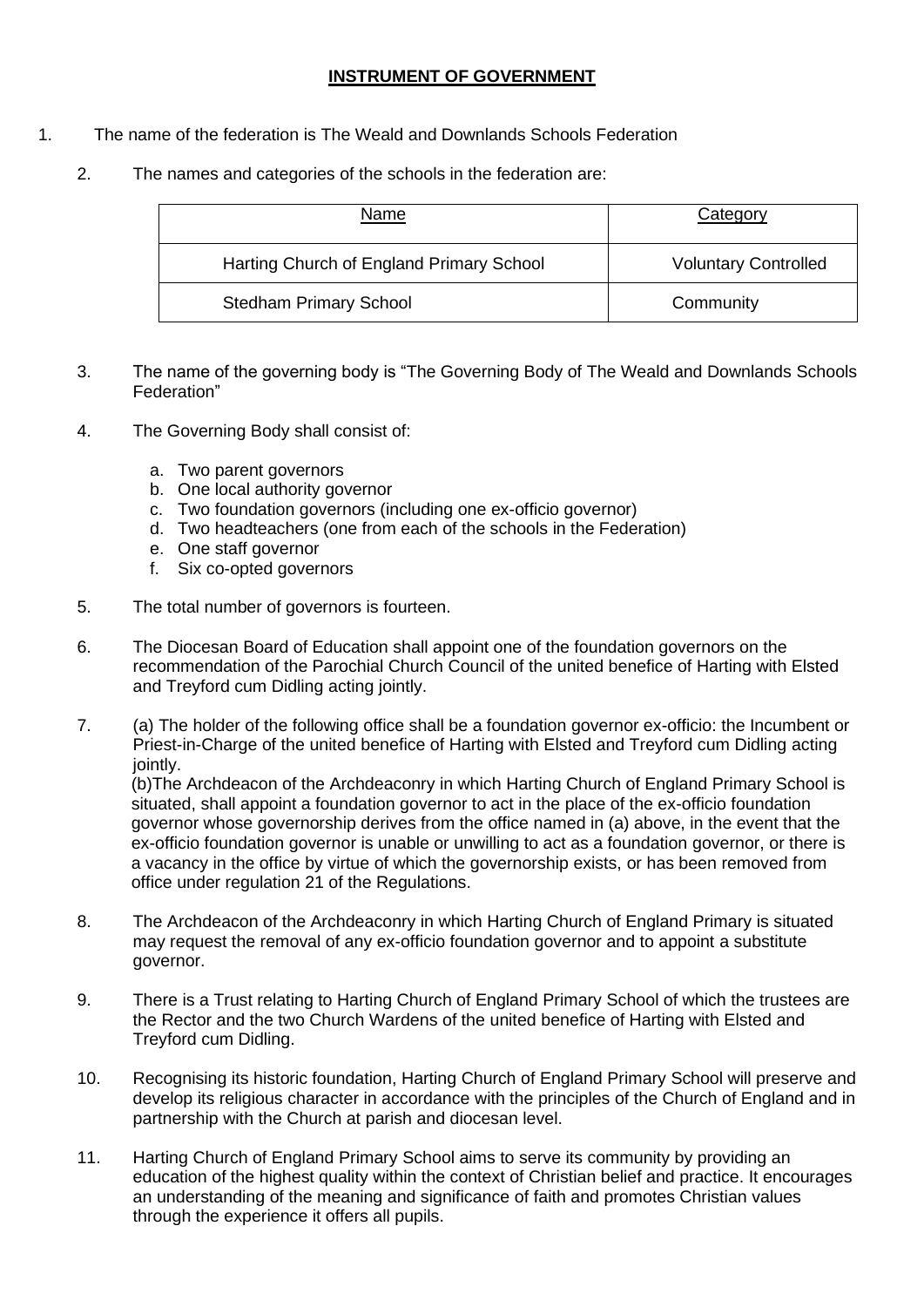# INSTRUMENT OF GOVERNMENT

1. The name of the federation is The Weald and Downlands Schools Federation

2. The names and categories of the schools in the federation are:

| Name | Category |
|---|---|
| Harting Church of England Primary School | Voluntary Controlled |
| Stedham Primary School | Community |

3. The name of the governing body is "The Governing Body of The Weald and Downlands Schools Federation"

4. The Governing Body shall consist of:

   a. Two parent governors
   b. One local authority governor
   c. Two foundation governors (including one ex-officio governor)
   d. Two headteachers (one from each of the schools in the Federation)
   e. One staff governor
   f. Six co-opted governors

5. The total number of governors is fourteen.

6. The Diocesan Board of Education shall appoint one of the foundation governors on the recommendation of the Parochial Church Council of the united benefice of Harting with Elsted and Treyford cum Didling acting jointly.

7. (a) The holder of the following office shall be a foundation governor ex-officio: the Incumbent or Priest-in-Charge of the united benefice of Harting with Elsted and Treyford cum Didling acting jointly.
   (b)The Archdeacon of the Archdeaconry in which Harting Church of England Primary School is situated, shall appoint a foundation governor to act in the place of the ex-officio foundation governor whose governorship derives from the office named in (a) above, in the event that the ex-officio foundation governor is unable or unwilling to act as a foundation governor, or there is a vacancy in the office by virtue of which the governorship exists, or has been removed from office under regulation 21 of the Regulations.

8. The Archdeacon of the Archdeaconry in which Harting Church of England Primary is situated may request the removal of any ex-officio foundation governor and to appoint a substitute governor.

9. There is a Trust relating to Harting Church of England Primary School of which the trustees are the Rector and the two Church Wardens of the united benefice of Harting with Elsted and Treyford cum Didling.

10. Recognising its historic foundation, Harting Church of England Primary School will preserve and develop its religious character in accordance with the principles of the Church of England and in partnership with the Church at parish and diocesan level.

11. Harting Church of England Primary School aims to serve its community by providing an education of the highest quality within the context of Christian belief and practice. It encourages an understanding of the meaning and significance of faith and promotes Christian values through the experience it offers all pupils.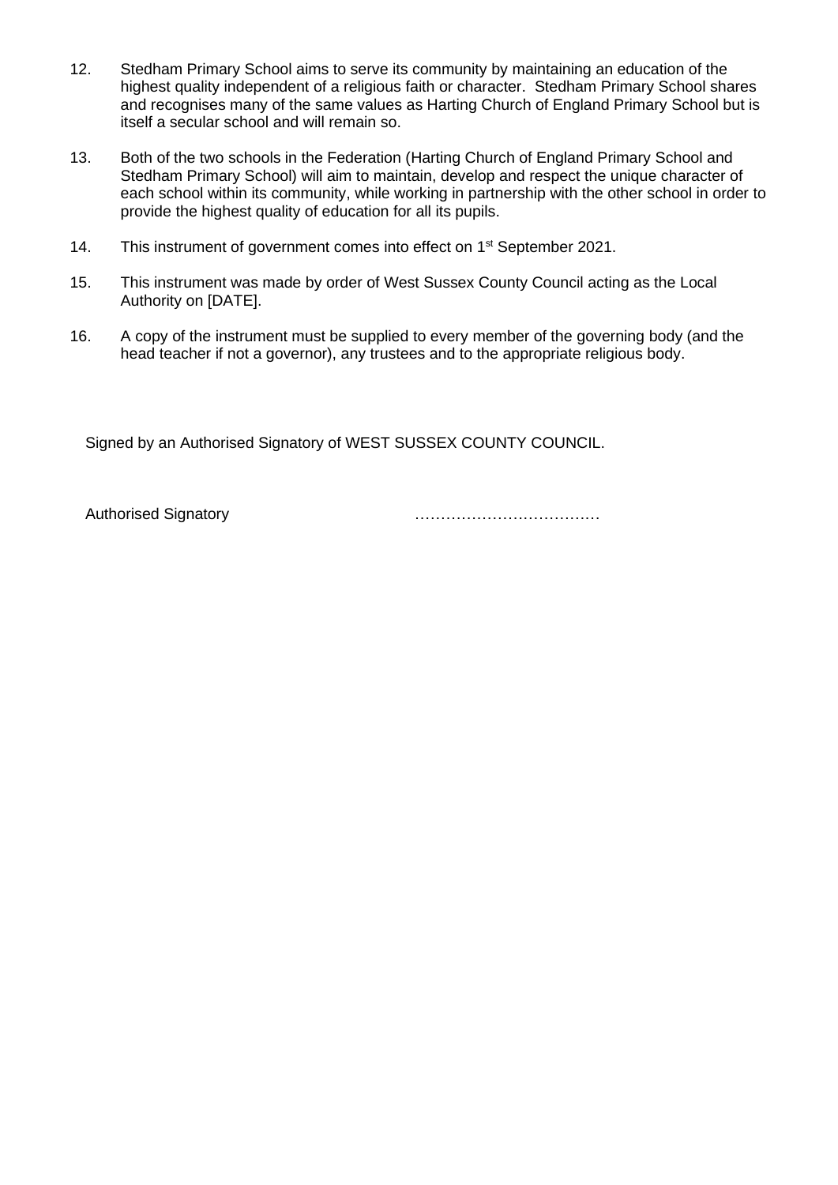12. Stedham Primary School aims to serve its community by maintaining an education of the highest quality independent of a religious faith or character. Stedham Primary School shares and recognises many of the same values as Harting Church of England Primary School but is itself a secular school and will remain so.

13. Both of the two schools in the Federation (Harting Church of England Primary School and Stedham Primary School) will aim to maintain, develop and respect the unique character of each school within its community, while working in partnership with the other school in order to provide the highest quality of education for all its pupils.

14. This instrument of government comes into effect on 1st September 2021.

15. This instrument was made by order of West Sussex County Council acting as the Local Authority on [DATE].

16. A copy of the instrument must be supplied to every member of the governing body (and the head teacher if not a governor), any trustees and to the appropriate religious body.

Signed by an Authorised Signatory of WEST SUSSEX COUNTY COUNCIL.

Authorised Signatory ………………………………